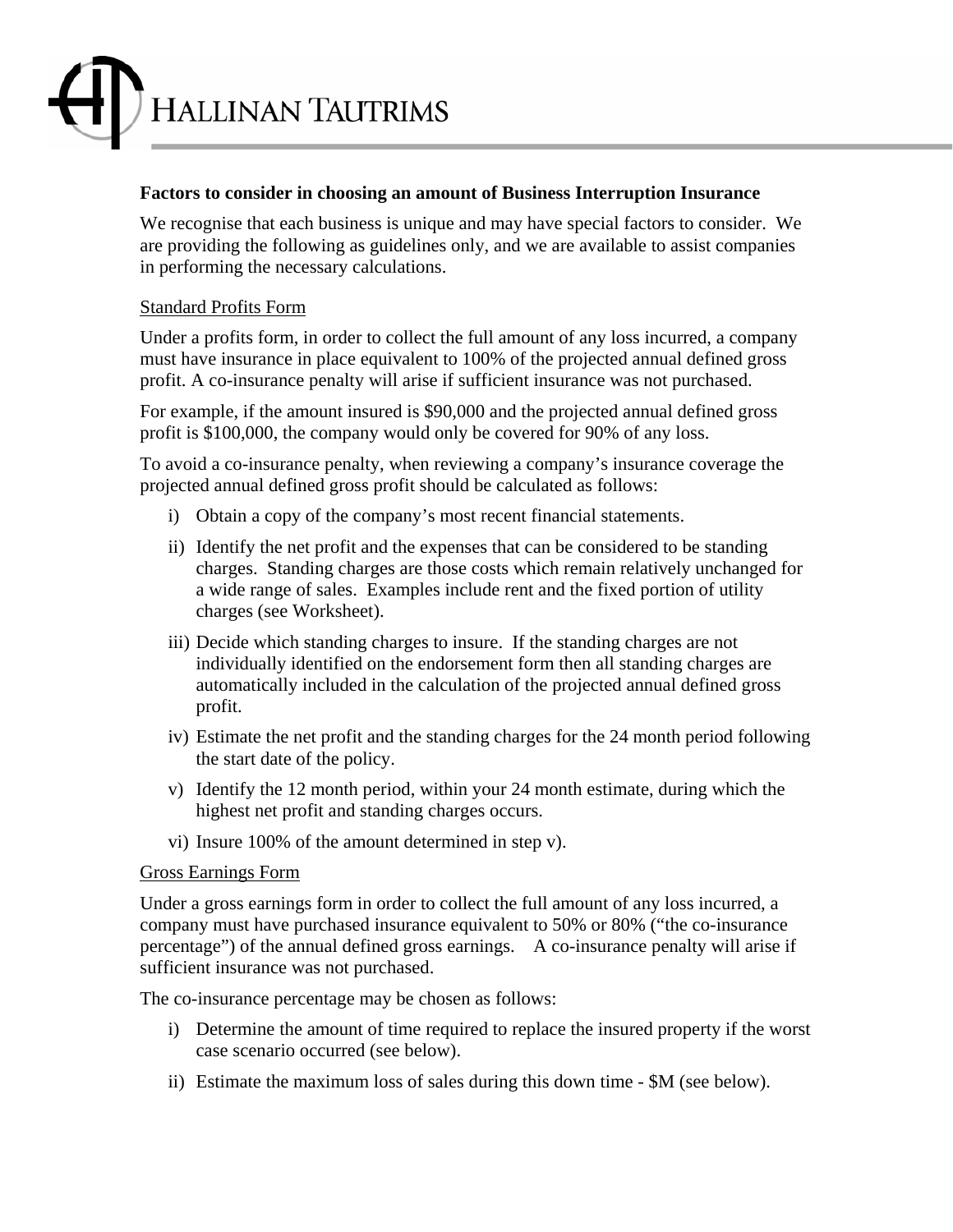# HALLINAN TAUTRIMS

**Factors to consider in choosing an amount of Business Interruption Insurance**

We recognise that each business is unique and may have special factors to consider. We are providing the following as guidelines only, and we are available to assist companies in performing the necessary calculations.

<u>Standard Profits Form</u>

Under a profits form, in order to collect the full amount of any loss incurred, a company must have insurance in place equivalent to 100% of the projected annual defined gross profit. A co-insurance penalty will arise if sufficient insurance was not purchased.

For example, if the amount insured is $90,000 and the projected annual defined gross profit is $100,000, the company would only be covered for 90% of any loss.

To avoid a co-insurance penalty, when reviewing a company's insurance coverage the projected annual defined gross profit should be calculated as follows:

i) Obtain a copy of the company's most recent financial statements.

ii) Identify the net profit and the expenses that can be considered to be standing charges. Standing charges are those costs which remain relatively unchanged for a wide range of sales. Examples include rent and the fixed portion of utility charges (see Worksheet).

iii) Decide which standing charges to insure. If the standing charges are not individually identified on the endorsement form then all standing charges are automatically included in the calculation of the projected annual defined gross profit.

iv) Estimate the net profit and the standing charges for the 24 month period following the start date of the policy.

v) Identify the 12 month period, within your 24 month estimate, during which the highest net profit and standing charges occurs.

vi) Insure 100% of the amount determined in step v).

<u>Gross Earnings Form</u>

Under a gross earnings form in order to collect the full amount of any loss incurred, a company must have purchased insurance equivalent to 50% or 80% ("the co-insurance percentage") of the annual defined gross earnings. A co-insurance penalty will arise if sufficient insurance was not purchased.

The co-insurance percentage may be chosen as follows:

i) Determine the amount of time required to replace the insured property if the worst case scenario occurred (see below).

ii) Estimate the maximum loss of sales during this down time - $M (see below).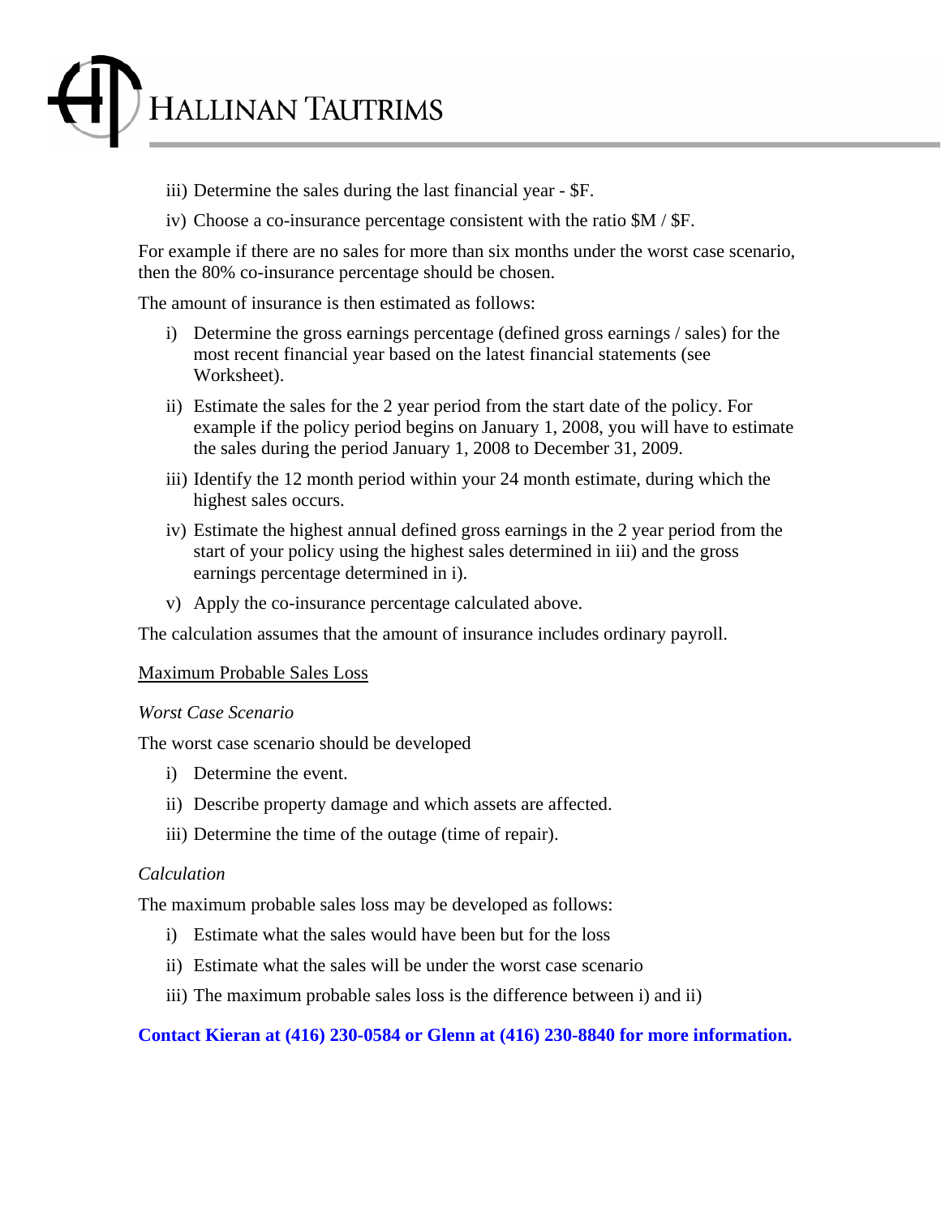iii) Determine the sales during the last financial year - $F.

iv) Choose a co-insurance percentage consistent with the ratio $M / $F.

For example if there are no sales for more than six months under the worst case scenario, then the 80% co-insurance percentage should be chosen.

The amount of insurance is then estimated as follows:

i) Determine the gross earnings percentage (defined gross earnings / sales) for the most recent financial year based on the latest financial statements (see Worksheet).

ii) Estimate the sales for the 2 year period from the start date of the policy. For example if the policy period begins on January 1, 2008, you will have to estimate the sales during the period January 1, 2008 to December 31, 2009.

iii) Identify the 12 month period within your 24 month estimate, during which the highest sales occurs.

iv) Estimate the highest annual defined gross earnings in the 2 year period from the start of your policy using the highest sales determined in iii) and the gross earnings percentage determined in i).

v) Apply the co-insurance percentage calculated above.

The calculation assumes that the amount of insurance includes ordinary payroll.

<u>Maximum Probable Sales Loss</u>

*Worst Case Scenario*

The worst case scenario should be developed

i) Determine the event.

ii) Describe property damage and which assets are affected.

iii) Determine the time of the outage (time of repair).

*Calculation*

The maximum probable sales loss may be developed as follows:

i) Estimate what the sales would have been but for the loss

ii) Estimate what the sales will be under the worst case scenario

iii) The maximum probable sales loss is the difference between i) and ii)

**Contact Kieran at (416) 230-0584 or Glenn at (416) 230-8840 for more information.**